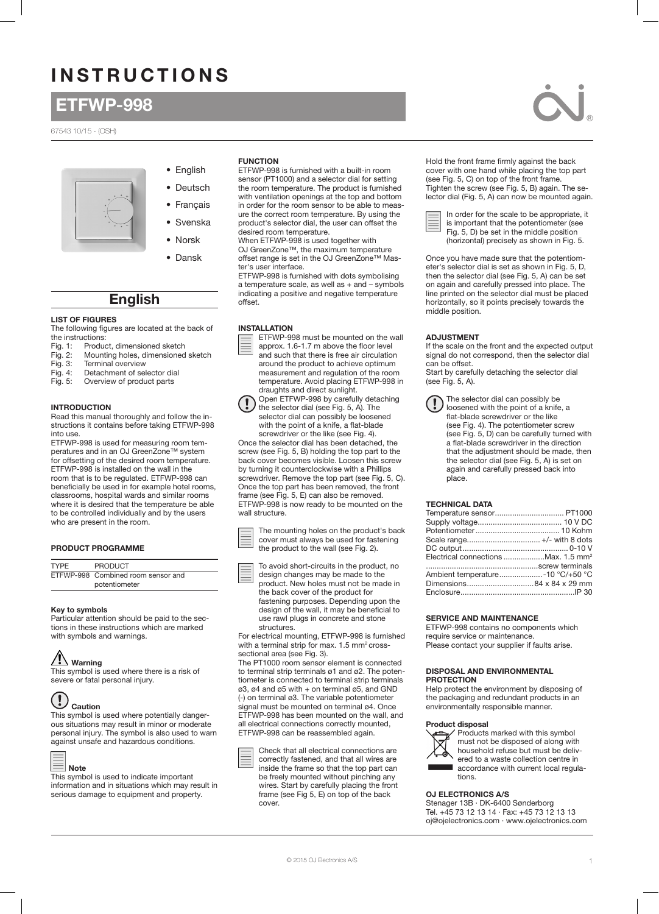# INSTRUCTIONS

## ETFWP-998

67543 10/15 - (OSH)

- English
- Deutsch
- Français
- Svenska
- Norsk
- Dansk

## English

### LIST OF FIGURES

The following figures are located at the back of the instructions:

Fig. 1: Product, dimensioned sketch
Fig. 2: Mounting holes, dimensioned sketch
Fig. 3: Terminal overview
Fig. 4: Detachment of selector dial
Fig. 5: Overview of product parts

### INTRODUCTION

Read this manual thoroughly and follow the instructions it contains before taking ETFWP-998 into use.

ETFWP-998 is used for measuring room temperatures and in an OJ GreenZone™ system for offsetting of the desired room temperature. ETFWP-998 is installed on the wall in the room that is to be regulated. ETFWP-998 can beneficially be used in for example hotel rooms, classrooms, hospital wards and similar rooms where it is desired that the temperature be able to be controlled individually and by the users who are present in the room.

### PRODUCT PROGRAMME

| TYPE | PRODUCT |
|---|---|
| ETFWP-998 | Combined room sensor and potentiometer |

**Key to symbols**

Particular attention should be paid to the sections in these instructions which are marked with symbols and warnings.

**Warning**
This symbol is used where there is a risk of severe or fatal personal injury.

**Caution**
This symbol is used where potentially dangerous situations may result in minor or moderate personal injury. The symbol is also used to warn against unsafe and hazardous conditions.

**Note**
This symbol is used to indicate important information and in situations which may result in serious damage to equipment and property.

### FUNCTION

ETFWP-998 is furnished with a built-in room sensor (PT1000) and a selector dial for setting the room temperature. The product is furnished with ventilation openings at the top and bottom in order for the room sensor to be able to measure the correct room temperature. By using the product's selector dial, the user can offset the desired room temperature.

When ETFWP-998 is used together with OJ GreenZone™, the maximum temperature offset range is set in the OJ GreenZone™ Master's user interface.

ETFWP-998 is furnished with dots symbolising a temperature scale, as well as + and – symbols indicating a positive and negative temperature offset.

### INSTALLATION

ETFWP-998 must be mounted on the wall approx. 1.6-1.7 m above the floor level and such that there is free air circulation around the product to achieve optimum measurement and regulation of the room temperature. Avoid placing ETFWP-998 in draughts and direct sunlight.

Open ETFWP-998 by carefully detaching the selector dial (see Fig. 5, A). The selector dial can possibly be loosened with the point of a knife, a flat-blade screwdriver or the like (see Fig. 4).

Once the selector dial has been detached, the screw (see Fig. 5, B) holding the top part to the back cover becomes visible. Loosen this screw by turning it counterclockwise with a Phillips screwdriver. Remove the top part (see Fig. 5, C). Once the top part has been removed, the front frame (see Fig. 5, E) can also be removed. ETFWP-998 is now ready to be mounted on the wall structure.

The mounting holes on the product's back cover must always be used for fastening the product to the wall (see Fig. 2).

To avoid short-circuits in the product, no design changes may be made to the product. New holes must not be made in the back cover of the product for fastening purposes. Depending upon the design of the wall, it may be beneficial to use rawl plugs in concrete and stone structures.

For electrical mounting, ETFWP-998 is furnished with a terminal strip for max. 1.5 mm² cross-sectional area (see Fig. 3).

The PT1000 room sensor element is connected to terminal strip terminals ø1 and ø2. The potentiometer is connected to terminal strip terminals ø3, ø4 and ø5 with + on terminal ø5, and GND (-) on terminal ø3. The variable potentiometer signal must be mounted on terminal ø4. Once ETFWP-998 has been mounted on the wall, and all electrical connections correctly mounted, ETFWP-998 can be reassembled again.

Check that all electrical connections are correctly fastened, and that all wires are inside the frame so that the top part can be freely mounted without pinching any wires. Start by carefully placing the front frame (see Fig 5, E) on top of the back cover.

Hold the front frame firmly against the back cover with one hand while placing the top part (see Fig. 5, C) on top of the front frame. Tighten the screw (see Fig. 5, B) again. The selector dial (Fig. 5, A) can now be mounted again.

In order for the scale to be appropriate, it is important that the potentiometer (see Fig. 5, D) be set in the middle position (horizontal) precisely as shown in Fig. 5.

Once you have made sure that the potentiometer's selector dial is set as shown in Fig. 5, D, then the selector dial (see Fig. 5, A) can be set on again and carefully pressed into place. The line printed on the selector dial must be placed horizontally, so it points precisely towards the middle position.

### ADJUSTMENT

If the scale on the front and the expected output signal do not correspond, then the selector dial can be offset.

Start by carefully detaching the selector dial (see Fig. 5, A).

The selector dial can possibly be loosened with the point of a knife, a flat-blade screwdriver or the like (see Fig. 4). The potentiometer screw (see Fig. 5, D) can be carefully turned with a flat-blade screwdriver in the direction that the adjustment should be made, then the selector dial (see Fig. 5, A) is set on again and carefully pressed back into place.

### TECHNICAL DATA

| | |
|---|---|
| Temperature sensor | PT1000 |
| Supply voltage | 10 V DC |
| Potentiometer | 10 Kohm |
| Scale range | +/- with 8 dots |
| DC output | 0-10 V |
| Electrical connections | Max. 1.5 mm² screw terminals |
| Ambient temperature | -10 °C/+50 °C |
| Dimensions | 84 x 84 x 29 mm |
| Enclosure | IP 30 |

### SERVICE AND MAINTENANCE

ETFWP-998 contains no components which require service or maintenance.

Please contact your supplier if faults arise.

### DISPOSAL AND ENVIRONMENTAL PROTECTION

Help protect the environment by disposing of the packaging and redundant products in an environmentally responsible manner.

**Product disposal**

Products marked with this symbol must not be disposed of along with household refuse but must be delivered to a waste collection centre in accordance with current local regulations.

**OJ ELECTRONICS A/S**
Stenager 13B · DK-6400 Sønderborg
Tel. +45 73 12 13 14 · Fax: +45 73 12 13 13
oj@ojelectronics.com · www.ojelectronics.com

© 2015 OJ Electronics A/S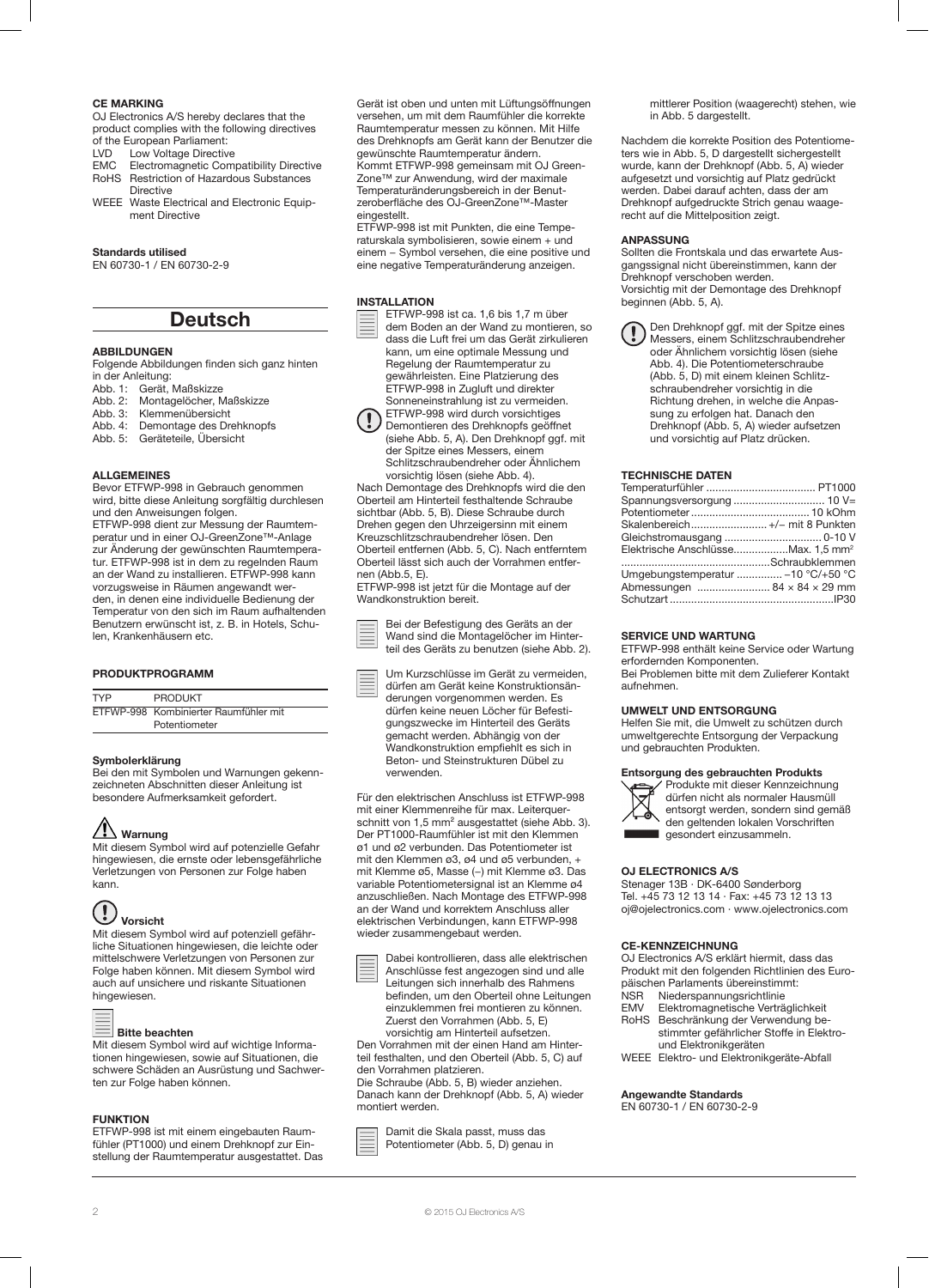### CE MARKING

OJ Electronics A/S hereby declares that the product complies with the following directives of the European Parliament:

- LVD Low Voltage Directive
- EMC Electromagnetic Compatibility Directive
- RoHS Restriction of Hazardous Substances Directive
- WEEE Waste Electrical and Electronic Equipment Directive

**Standards utilised**

EN 60730-1 / EN 60730-2-9

# Deutsch

### ABBILDUNGEN

Folgende Abbildungen finden sich ganz hinten in der Anleitung:

- Abb. 1: Gerät, Maßskizze
- Abb. 2: Montagelöcher, Maßskizze
- Abb. 3: Klemmenübersicht
- Abb. 4: Demontage des Drehknopfs
- Abb. 5: Geräteteile, Übersicht

### ALLGEMEINES

Bevor ETFWP-998 in Gebrauch genommen wird, bitte diese Anleitung sorgfältig durchlesen und den Anweisungen folgen.

ETFWP-998 dient zur Messung der Raumtemperatur und in einer OJ-GreenZone™-Anlage zur Änderung der gewünschten Raumtemperatur. ETFWP-998 ist in dem zu regelnden Raum an der Wand zu installieren. ETFWP-998 kann vorzugsweise in Räumen angewandt werden, in denen eine individuelle Bedienung der Temperatur von den sich im Raum aufhaltenden Benutzern erwünscht ist, z. B. in Hotels, Schulen, Krankenhäusern etc.

### PRODUKTPROGRAMM

| TYP | PRODUKT |
|---|---|
| ETFWP-998 | Kombinierter Raumfühler mit Potentiometer |

**Symbolerklärung**

Bei den mit Symbolen und Warnungen gekennzeichneten Abschnitten dieser Anleitung ist besondere Aufmerksamkeit gefordert.

**Warnung**

Mit diesem Symbol wird auf potenzielle Gefahr hingewiesen, die ernste oder lebensgefährliche Verletzungen von Personen zur Folge haben kann.

**Vorsicht**

Mit diesem Symbol wird auf potenziell gefährliche Situationen hingewiesen, die leichte oder mittelschwere Verletzungen von Personen zur Folge haben können. Mit diesem Symbol wird auch auf unsichere und riskante Situationen hingewiesen.

**Bitte beachten**

Mit diesem Symbol wird auf wichtige Informationen hingewiesen, sowie auf Situationen, die schwere Schäden an Ausrüstung und Sachwerten zur Folge haben können.

### FUNKTION

ETFWP-998 ist mit einem eingebauten Raumfühler (PT1000) und einem Drehknopf zur Einstellung der Raumtemperatur ausgestattet. Das Gerät ist oben und unten mit Lüftungsöffnungen versehen, um mit dem Raumfühler die korrekte Raumtemperatur messen zu können. Mit Hilfe des Drehknopfs am Gerät kann der Benutzer die gewünschte Raumtemperatur ändern.

Kommt ETFWP-998 gemeinsam mit OJ GreenZone™ zur Anwendung, wird der maximale Temperaturänderungsbereich in der Benutzeroberfläche des OJ-GreenZone™-Master eingestellt.

ETFWP-998 ist mit Punkten, die eine Temperaturskala symbolisieren, sowie einem + und einem – Symbol versehen, die eine positive und eine negative Temperaturänderung anzeigen.

### INSTALLATION

ETFWP-998 ist ca. 1,6 bis 1,7 m über dem Boden an der Wand zu montieren, so dass die Luft frei um das Gerät zirkulieren kann, um eine optimale Messung und Regelung der Raumtemperatur zu gewährleisten. Eine Platzierung des ETFWP-998 in Zugluft und direkter Sonneneinstrahlung ist zu vermeiden.

ETFWP-998 wird durch vorsichtiges Demontieren des Drehknopfs geöffnet (siehe Abb. 5, A). Den Drehknopf ggf. mit der Spitze eines Messers, einem Schlitzschraubendreher oder Ähnlichem vorsichtig lösen (siehe Abb. 4).

Nach Demontage des Drehknopfs wird die den Oberteil am Hinterteil festhaltende Schraube sichtbar (Abb. 5, B). Diese Schraube durch Drehen gegen den Uhrzeigersinn mit einem Kreuzschlitzschraubendreher lösen. Den Oberteil entfernen (Abb. 5, C). Nach entferntem Oberteil lässt sich auch der Vorrahmen entfernen (Abb.5, E).

ETFWP-998 ist jetzt für die Montage auf der Wandkonstruktion bereit.

Bei der Befestigung des Geräts an der Wand sind die Montagelöcher im Hinterteil des Geräts zu benutzen (siehe Abb. 2).

Um Kurzschlüsse im Gerät zu vermeiden, dürfen am Gerät keine Konstruktionsänderungen vorgenommen werden. Es dürfen keine neuen Löcher für Befestigungszwecke im Hinterteil des Geräts gemacht werden. Abhängig von der Wandkonstruktion empfiehlt es sich in Beton- und Steinstrukturen Dübel zu verwenden.

Für den elektrischen Anschluss ist ETFWP-998 mit einer Klemmenreihe für max. Leiterquerschnitt von 1,5 mm² ausgestattet (siehe Abb. 3). Der PT1000-Raumfühler ist mit den Klemmen ø1 und ø2 verbunden. Das Potentiometer ist mit den Klemmen ø3, ø4 und ø5 verbunden, + mit Klemme ø5, Masse (–) mit Klemme ø3. Das variable Potentiometersignal ist an Klemme ø4 anzuschließen. Nach Montage des ETFWP-998 an der Wand und korrektem Anschluss aller elektrischen Verbindungen, kann ETFWP-998 wieder zusammengebaut werden.

Dabei kontrollieren, dass alle elektrischen Anschlüsse fest angezogen sind und alle Leitungen sich innerhalb des Rahmens befinden, um den Oberteil ohne Leitungen einzuklemmen frei montieren zu können. Zuerst den Vorrahmen (Abb. 5, E) vorsichtig am Hinterteil aufsetzen.

Den Vorrahmen mit der einen Hand am Hinterteil festhalten, und den Oberteil (Abb. 5, C) auf den Vorrahmen platzieren.

Die Schraube (Abb. 5, B) wieder anziehen. Danach kann der Drehknopf (Abb. 5, A) wieder montiert werden.

Damit die Skala passt, muss das Potentiometer (Abb. 5, D) genau in mittlerer Position (waagerecht) stehen, wie in Abb. 5 dargestellt.

Nachdem die korrekte Position des Potentiometers wie in Abb. 5, D dargestellt sichergestellt wurde, kann der Drehknopf (Abb. 5, A) wieder aufgesetzt und vorsichtig auf Platz gedrückt werden. Dabei darauf achten, dass der am Drehknopf aufgedruckte Strich genau waagerecht auf die Mittelposition zeigt.

### ANPASSUNG

Sollten die Frontskala und das erwartete Ausgangssignal nicht übereinstimmen, kann der Drehknopf verschoben werden.

Vorsichtig mit der Demontage des Drehknopf beginnen (Abb. 5, A).

Den Drehknopf ggf. mit der Spitze eines Messers, einem Schlitzschraubendreher oder Ähnlichem vorsichtig lösen (siehe Abb. 4). Die Potentiometerschraube (Abb. 5, D) mit einem kleinen Schlitzschraubendreher vorsichtig in die Richtung drehen, in welche die Anpassung zu erfolgen hat. Danach den Drehknopf (Abb. 5, A) wieder aufsetzen und vorsichtig auf Platz drücken.

### TECHNISCHE DATEN

| | |
|---|---|
| Temperaturfühler | PT1000 |
| Spannungsversorgung | 10 V= |
| Potentiometer | 10 kOhm |
| Skalenbereich | +/– mit 8 Punkten |
| Gleichstromausgang | 0-10 V |
| Elektrische Anschlüsse | Max. 1,5 mm² |
| | Schraubklemmen |
| Umgebungstemperatur | –10 °C/+50 °C |
| Abmessungen | 84 × 84 × 29 mm |
| Schutzart | IP30 |

### SERVICE UND WARTUNG

ETFWP-998 enthält keine Service oder Wartung erfordernden Komponenten.

Bei Problemen bitte mit dem Zulieferer Kontakt aufnehmen.

### UMWELT UND ENTSORGUNG

Helfen Sie mit, die Umwelt zu schützen durch umweltgerechte Entsorgung der Verpackung und gebrauchten Produkten.

**Entsorgung des gebrauchten Produkts**

Produkte mit dieser Kennzeichnung dürfen nicht als normaler Hausmüll entsorgt werden, sondern sind gemäß den geltenden lokalen Vorschriften gesondert einzusammeln.

### OJ ELECTRONICS A/S

Stenager 13B · DK-6400 Sønderborg
Tel. +45 73 12 13 14 · Fax: +45 73 12 13 13
oj@ojelectronics.com · www.ojelectronics.com

### CE-KENNZEICHNUNG

OJ Electronics A/S erklärt hiermit, dass das Produkt mit den folgenden Richtlinien des Europäischen Parlaments übereinstimmt:

- NSR Niederspannungsrichtlinie
- EMV Elektromagnetische Verträglichkeit
- RoHS Beschränkung der Verwendung bestimmter gefährlicher Stoffe in Elektro- und Elektronikgeräten
- WEEE Elektro- und Elektronikgeräte-Abfall

**Angewandte Standards**

EN 60730-1 / EN 60730-2-9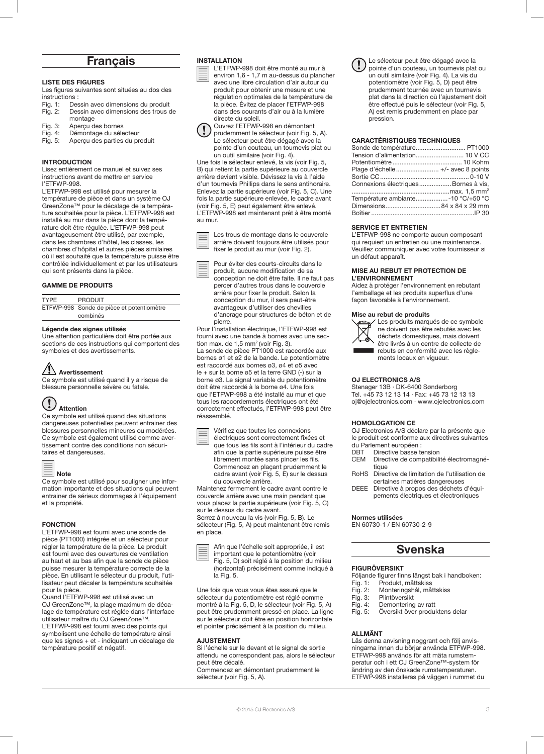# Français

### LISTE DES FIGURES

Les figures suivantes sont situées au dos des instructions :

- Fig. 1: Dessin avec dimensions du produit
- Fig. 2: Dessin avec dimensions des trous de montage
- Fig. 3: Aperçu des bornes
- Fig. 4: Démontage du sélecteur
- Fig. 5: Aperçu des parties du produit

### INTRODUCTION

Lisez entièrement ce manuel et suivez ses instructions avant de mettre en service l'ETFWP-998.

L'ETFWP-998 est utilisé pour mesurer la température de pièce et dans un système OJ GreenZone™ pour le décalage de la température souhaitée pour la pièce. L'ETFWP-998 est installé au mur dans la pièce dont la température doit être régulée. L'ETFWP-998 peut avantageusement être utilisé, par exemple, dans les chambres d'hôtel, les classes, les chambres d'hôpital et autres pièces similaires où il est souhaité que la température puisse être contrôlée individuellement et par les utilisateurs qui sont présents dans la pièce.

### GAMME DE PRODUITS

| TYPE | PRODUIT |
|---|---|
| ETFWP-998 | Sonde de pièce et potentiomètre combinés |

**Légende des signes utilisés**

Une attention particulière doit être portée aux sections de ces instructions qui comportent des symboles et des avertissements.

**Avertissement**

Ce symbole est utilisé quand il y a risque de blessure personnelle sévère ou fatale.

**Attention**

Ce symbole est utilisé quand des situations dangereuses potentielles peuvent entrainer des blessures personnelles mineures ou modérées. Ce symbole est également utilisé comme avertissement contre des conditions non sécuritaires et dangereuses.

**Note**

Ce symbole est utilisé pour souligner une information importante et des situations qui peuvent entrainer de sérieux dommages à l'équipement et la propriété.

### FONCTION

L'ETFWP-998 est fourni avec une sonde de pièce (PT1000) intégrée et un sélecteur pour régler la température de la pièce. Le produit est fourni avec des ouvertures de ventilation au haut et au bas afin que la sonde de pièce puisse mesurer la température correcte de la pièce. En utilisant le sélecteur du produit, l'utilisateur peut décaler la température souhaitée pour la pièce.

Quand l'ETFWP-998 est utilisé avec un OJ GreenZone™, la plage maximum de décalage de température est réglée dans l'interface utilisateur maître du OJ GreenZone™.

L'ETFWP-998 est fourni avec des points qui symbolisent une échelle de température ainsi que les signes + et - indiquant un décalage de température positif et négatif.

### INSTALLATION

L'ETFWP-998 doit être monté au mur à environ 1,6 - 1,7 m au-dessus du plancher avec une libre circulation d'air autour du produit pour obtenir une mesure et une régulation optimales de la température de la pièce. Évitez de placer l'ETFWP-998 dans des courants d'air ou à la lumière directe du soleil.

Ouvrez l'ETFWP-998 en démontant prudemment le sélecteur (voir Fig. 5, A). Le sélecteur peut être dégagé avec la pointe d'un couteau, un tournevis plat ou un outil similaire (voir Fig. 4).

Une fois le sélecteur enlevé, la vis (voir Fig. 5, B) qui retient la partie supérieure au couvercle arrière devient visible. Dévissez la vis à l'aide d'un tournevis Phillips dans le sens antihoraire. Enlevez la partie supérieure (voir Fig. 5, C). Une fois la partie supérieure enlevée, le cadre avant (voir Fig. 5, E) peut également être enlevé. L'ETFWP-998 est maintenant prêt à être monté au mur.

Les trous de montage dans le couvercle arrière doivent toujours être utilisés pour fixer le produit au mur (voir Fig. 2).

Pour éviter des courts-circuits dans le produit, aucune modification de sa conception ne doit être faite. Il ne faut pas percer d'autres trous dans le couvercle arrière pour fixer le produit. Selon la conception du mur, il sera peut-être avantageux d'utiliser des chevilles d'ancrage pour structures de béton et de pierre.

Pour l'installation électrique, l'ETFWP-998 est fourni avec une bande à bornes avec une section max. de 1,5 mm$^2$ (voir Fig. 3).

La sonde de pièce PT1000 est raccordée aux bornes ø1 et ø2 de la bande. Le potentiomètre est raccordé aux bornes ø3, ø4 et ø5 avec le + sur la borne ø5 et la terre GND (-) sur la borne ø3. Le signal variable du potentiomètre doit être raccordé à la borne ø4. Une fois que l'ETFWP-998 a été installé au mur et que tous les raccordements électriques ont été correctement effectués, l'ETFWP-998 peut être réassemblé.

Vérifiez que toutes les connexions électriques sont correctement fixées et que tous les fils sont à l'intérieur du cadre afin que la partie supérieure puisse être librement montée sans pincer les fils. Commencez en plaçant prudemment le cadre avant (voir Fig. 5, E) sur le dessus du couvercle arrière.

Maintenez fermement le cadre avant contre le couvercle arrière avec une main pendant que vous placez la partie supérieure (voir Fig. 5, C) sur le dessus du cadre avant.

Serrez à nouveau la vis (voir Fig. 5, B). Le sélecteur (Fig. 5, A) peut maintenant être remis en place.

Afin que l'échelle soit appropriée, il est important que le potentiomètre (voir Fig. 5, D) soit réglé à la position du milieu (horizontal) précisément comme indiqué à la Fig. 5.

Une fois que vous vous êtes assuré que le sélecteur du potentiomètre est réglé comme montré à la Fig. 5, D, le sélecteur (voir Fig. 5, A) peut être prudemment pressé en place. La ligne sur le sélecteur doit être en position horizontale et pointer précisément à la position du milieu.

### AJUSTEMENT

Si l'échelle sur le devant et le signal de sortie attendu ne correspondent pas, alors le sélecteur peut être décalé.

Commencez en démontant prudemment le sélecteur (voir Fig. 5, A).

Le sélecteur peut être dégagé avec la pointe d'un couteau, un tournevis plat ou un outil similaire (voir Fig. 4). La vis du potentiomètre (voir Fig. 5, D) peut être prudemment tournée avec un tournevis plat dans la direction où l'ajustement doit être effectué puis le sélecteur (voir Fig. 5, A) est remis prudemment en place par pression.

### CARACTÉRISTIQUES TECHNIQUES

| | |
|---|---|
| Sonde de température | PT1000 |
| Tension d'alimentation | 10 V CC |
| Potentiomètre | 10 Kohm |
| Plage d'échelle | +/- avec 8 points |
| Sortie CC | 0-10 V |
| Connexions électriques | Bornes à vis, max. 1,5 mm$^2$ |
| Température ambiante | -10 °C/+50 °C |
| Dimensions | 84 x 84 x 29 mm |
| Boîtier | IP 30 |

### SERVICE ET ENTRETIEN

L'ETFWP-998 ne comporte aucun composant qui requiert un entretien ou une maintenance. Veuillez communiquer avec votre fournisseur si un défaut apparaît.

### MISE AU REBUT ET PROTECTION DE L'ENVIRONNEMENT

Aidez à protéger l'environnement en rebutant l'emballage et les produits superflus d'une façon favorable à l'environnement.

**Mise au rebut de produits**

Les produits marqués de ce symbole ne doivent pas être rebutés avec les déchets domestiques, mais doivent être livrés à un centre de collecte de rebuts en conformité avec les règlements locaux en vigueur.

### OJ ELECTRONICS A/S

Stenager 13B · DK-6400 Sønderborg
Tel. +45 73 12 13 14 · Fax: +45 73 12 13 13
oj@ojelectronics.com · www.ojelectronics.com

### HOMOLOGATION CE

OJ Electronics A/S déclare par la présente que le produit est conforme aux directives suivantes du Parlement européen :

- DBT Directive basse tension
- CEM Directive de compatibilité électromagnétique
- RoHS Directive de limitation de l'utilisation de certaines matières dangereuses
- DEEE Directive à propos des déchets d'équipements électriques et électroniques

**Normes utilisées**

EN 60730-1 / EN 60730-2-9

# Svenska

### FIGURÖVERSIKT

Följande figurer finns längst bak i handboken:

- Fig. 1: Produkt, måttskiss
- Fig. 2: Monteringshål, måttskiss
- Fig. 3: Plintöversikt
- Fig. 4: Demontering av ratt
- Fig. 5: Översikt över produktens delar

### ALLMÄNT

Läs denna anvisning noggrant och följ anvisningarna innan du börjar använda ETFWP-998. ETFWP-998 används för att mäta rumstemperatur och i ett OJ GreenZone™-system för ändring av den önskade rumstemperaturen. ETFWP-998 installeras på väggen i rummet du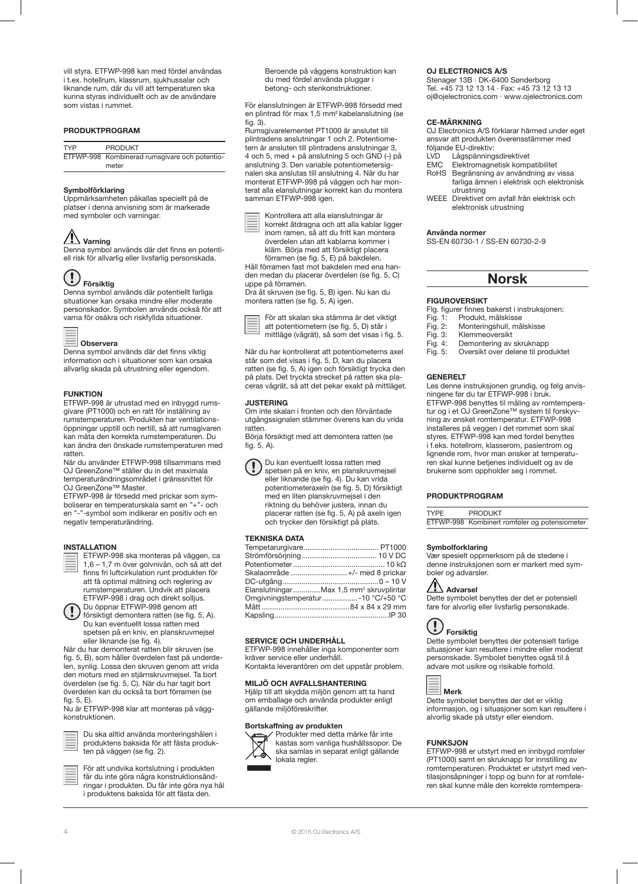vill styra. ETFWP-998 kan med fördel användas i t.ex. hotellrum, klassrum, sjukhussalar och liknande rum, där du vill att temperaturen ska kunna styras individuellt och av de användare som vistas i rummet.

### PRODUKTPROGRAM

| TYP | PRODUKT |
|---|---|
| ETFWP-998 | Kombinerad rumsgivare och potentiometer |

**Symbolförklaring**
Uppmärksamheten påkallas speciellt på de platser i denna anvisning som är markerade med symboler och varningar.

**Varning**
Denna symbol används där det finns en potentiell risk för allvarlig eller livsfarlig personskada.

**Försiktig**
Denna symbol används där potentiellt farliga situationer kan orsaka mindre eller moderate personskador. Symbolen används också för att varna för osäkra och riskfyllda situationer.

**Observera**
Denna symbol används där det finns viktig information och i situationer som kan orsaka allvarlig skada på utrustning eller egendom.

### FUNKTION

ETFWP-998 är utrustad med en inbyggd rumsgivare (PT1000) och en ratt för inställning av rumstemperaturen. Produkten har ventilationsöppningar upptill och nertill, så att rumsgivaren kan mäta den korrekta rumstemperaturen. Du kan ändra den önskade rumstemperaturen med ratten.

När du använder ETFWP-998 tillsammans med OJ GreenZone™ ställer du in det maximala temperaturändringsområdet i gränssnittet för OJ GreenZone™ Master.

ETFWP-998 är försedd med prickar som symboliserar en temperaturskala samt en "+"- och en "-"-symbol som indikerar en positiv och en negativ temperaturändring.

### INSTALLATION

ETFWP-998 ska monteras på väggen, ca 1,6 – 1,7 m över golvnivån, och så att det finns fri luftcirkulation runt produkten för att få optimal mätning och reglering av rumstemperaturen. Undvik att placera ETFWP-998 i drag och direkt solljus.

Du öppnar ETFWP-998 genom att försiktigt demontera ratten (se fig. 5, A). Du kan eventuellt lossa ratten med spetsen på en kniv, en planskruvmejsel eller liknande (se fig. 4).

När du har demonterat ratten blir skruven (se fig. 5, B), som håller överdelen fast på underdelen, synlig. Lossa den skruven genom att vrida den moturs med en stjärnskruvmejsel. Ta bort överdelen (se fig. 5, C). När du har tagit bort överdelen kan du också ta bort förramen (se fig. 5, E).

Nu är ETFWP-998 klar att monteras på väggkonstruktionen.

Du ska alltid använda monteringshålen i produktens baksida för att fästa produkten på väggen (se fig. 2).

För att undvika kortslutning i produkten får du inte göra några konstruktionsändringar i produkten. Du får inte göra nya hål i produktens baksida för att fästa den.

Beroende på väggens konstruktion kan du med fördel använda pluggar i betong- och stenkonstruktioner.

För elanslutningen är ETFWP-998 försedd med en plintrad för max 1,5 mm² kabelanslutning (se fig. 3).

Rumsgivarelementet PT1000 är anslutet till plintradens anslutningar 1 och 2. Potentiometern är ansluten till plintradens anslutningar 3, 4 och 5, med + på anslutning 5 och GND (-) på anslutning 3. Den variable potentiometersignalen ska anslutas till anslutning 4. När du har monterat ETFWP-998 på väggen och har monterat alla elanslutningar korrekt kan du montera samman ETFWP-998 igen.

Kontrollera att alla elanslutningar är korrekt åtdragna och att alla kablar ligger inom ramen, så att du fritt kan montera överdelen utan att kablarna kommer i kläm. Börja med att försiktigt placera förramen (se fig. 5, E) på bakdelen.

Håll förramen fast mot bakdelen med ena handen medan du placerar överdelen (se fig. 5, C) uppe på förramen.

Dra åt skruven (se fig. 5, B) igen. Nu kan du montera ratten (se fig. 5, A) igen.

För att skalan ska stämma är det viktigt att potentiometern (se fig. 5, D) står i mittläge (vågrät), så som det visas i fig. 5.

När du har kontrollerat att potentiometerns axel står som det visas i fig. 5, D, kan du placera ratten (se fig. 5, A) igen och försiktigt trycka den på plats. Det tryckta strecket på ratten ska placeras vågrät, så att det pekar exakt på mittläget.

### JUSTERING

Om inte skalan i fronten och den förväntade utgångssignalen stämmer överens kan du vrida ratten.

Börja försiktigt med att demontera ratten (se fig. 5, A).

Du kan eventuellt lossa ratten med spetsen på en kniv, en planskruvmejsel eller liknande (se fig. 4). Du kan vrida potentiometeraxeln (se fig. 5, D) försiktigt med en liten planskruvmejsel i den riktning du behöver justera, innan du placerar ratten (se fig. 5, A) på axeln igen och trycker den försiktigt på plats.

### TEKNISKA DATA

| | |
|---|---|
| Tempetarurgivare | PT1000 |
| Strömförsörjning | 10 V DC |
| Potentiometer | 10 kΩ |
| Skalaområde | +/- med 8 prickar |
| DC-utgång | 0 – 10 V |
| Elanslutningar | Max 1,5 mm² skruvplintar |
| Omgivningstemperatur | -10 °C/+50 °C |
| Mått | 84 x 84 x 29 mm |
| Kapsling | IP 30 |

### SERVICE OCH UNDERHÅLL

ETFWP-998 innehåller inga komponenter som kräver service eller underhåll.
Kontakta leverantören om det uppstår problem.

### MILJÖ OCH AVFALLSHANTERING

Hjälp till att skydda miljön genom att ta hand om emballage och använda produkter enligt gällande miljöföreskrifter.

**Bortskaffning av produkten**
Produkter med detta märke får inte kastas som vanliga hushållssopor. De ska samlas in separat enligt gällande lokala regler.

**OJ ELECTRONICS A/S**
Stenager 13B · DK-6400 Sønderborg
Tel. +45 73 12 13 14 · Fax: +45 73 12 13 13
oj@ojelectronics.com · www.ojelectronics.com

### CE-MÄRKNING

OJ Electronics A/S förklarar härmed under eget ansvar att produkten överensstämmer med följande EU-direktiv:

- LVD Lågspänningsdirektivet
- EMC Elektromagnetisk kompatibilitet
- RoHS Begränsning av användning av vissa farliga ämnen i elektrisk och elektronisk utrustning
- WEEE Direktivet om avfall från elektrisk och elektronisk utrustning

**Använda normer**
SS-EN 60730-1 / SS-EN 60730-2-9

# Norsk

### FIGUROVERSIKT

Flg. figurer finnes bakerst i instruksjonen:

- Fig. 1: Produkt, målskisse
- Fig. 2: Monteringshull, målskisse
- Fig. 3: Klemmeoversikt
- Fig. 4: Demontering av skruknapp
- Fig. 5: Oversikt over delene til produktet

### GENERELT

Les denne instruksjonen grundig, og følg anvisningene før du tar ETFWP-998 i bruk.
ETFWP-998 benyttes til måling av romtemperatur og i et OJ GreenZone™ system til forskyvning av ønsket romtemperatur. ETFWP-998 installeres på veggen i det rommet som skal styres. ETFWP-998 kan med fordel benyttes i f.eks. hotellrom, klasserom, pasientrom og lignende rom, hvor man ønsker at temperaturen skal kunne betjenes individuelt og av de brukerne som oppholder seg i rommet.

### PRODUKTPROGRAM

| TYPE | PRODUKT |
|---|---|
| ETFWP-998 | Kombinert romføler og potensiometer |

**Symbolforklaring**
Vær spesielt oppmerksom på de stedene i denne instruksjonen som er markert med symboler og advarsler.

**Advarsel**
Dette symbolet benyttes der det er potensiell fare for alvorlig eller livsfarlig personskade.

**Forsiktig**
Dette symbolet benyttes der potensielt farlige situasjoner kan resultere i mindre eller moderat personskade. Symbolet benyttes også til å advare mot usikre og risikable forhold.

**Merk**
Dette symbolet benyttes der det er viktig informasjon, og i situasjoner som kan resultere i alvorlig skade på utstyr eller eiendom.

### FUNKSJON

ETFWP-998 er utstyrt med en innbygd romføler (PT1000) samt en skruknapp for innstilling av romtemperaturen. Produktet er utstyrt med ventilasjonsåpninger i topp og bunn for at romføleren skal kunne måle den korrekte romtempera-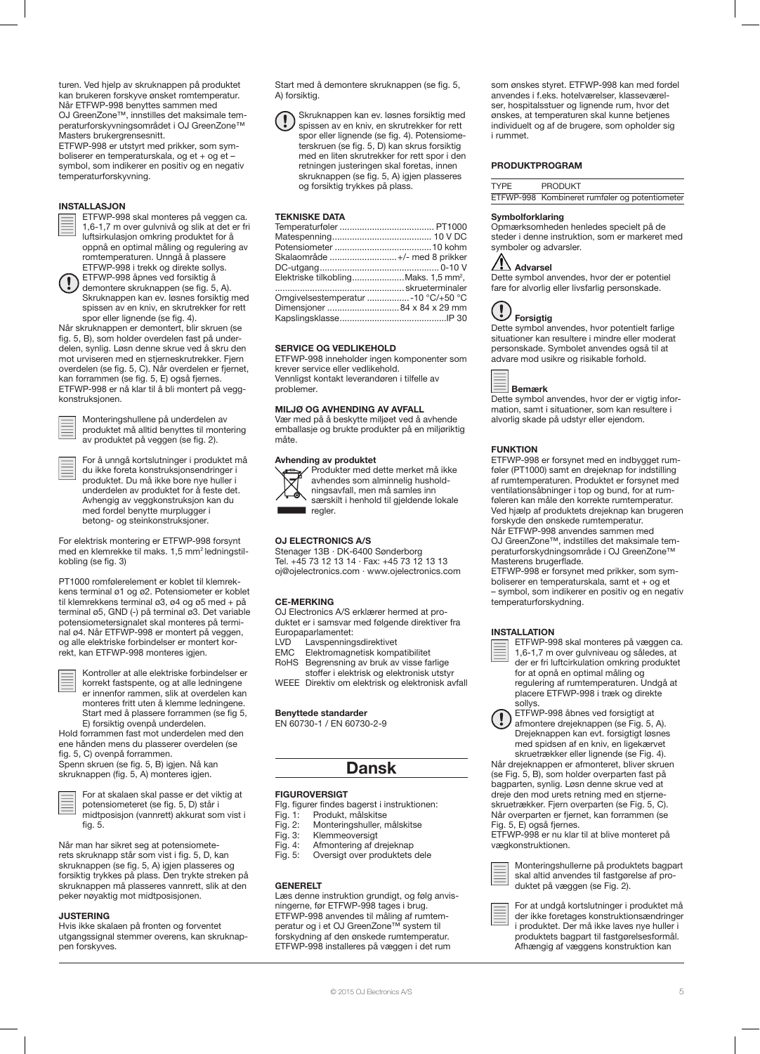turen. Ved hjelp av skruknappen på produktet kan brukeren forskyve ønsket romtemperatur. Når ETFWP-998 benyttes sammen med OJ GreenZone™, innstilles det maksimale temperaturforskyvningsområdet i OJ GreenZone™ Masters brukergrensesnitt.
ETFWP-998 er utstyrt med prikker, som symboliserer en temperaturskala, og et + og et – symbol, som indikerer en positiv og en negativ temperaturforskyvning.

### INSTALLASJON

ETFWP-998 skal monteres på veggen ca. 1,6-1,7 m over gulvnivå og slik at det er fri luftsirkulasjon omkring produktet for å oppnå en optimal måling og regulering av romtemperaturen. Unngå å plassere ETFWP-998 i trekk og direkte sollys.

ETFWP-998 åpnes ved forsiktig å demontere skruknappen (se fig. 5, A). Skruknappen kan ev. løsnes forsiktig med spissen av en kniv, en skrutrekker for rett spor eller lignende (se fig. 4).

Når skruknappen er demontert, blir skruen (se fig. 5, B), som holder overdelen fast på underdelen, synlig. Løsn denne skrue ved å skru den mot urviseren med en stjerneskrutrekker. Fjern overdelen (se fig. 5, C). Når overdelen er fjernet, kan forrammen (se fig. 5, E) også fjernes.
ETFWP-998 er nå klar til å bli montert på veggkonstruksjonen.

Monteringshullene på underdelen av produktet må alltid benyttes til montering av produktet på veggen (se fig. 2).

For å unngå kortslutninger i produktet må du ikke foreta konstruksjonsendringer i produktet. Du må ikke bore nye huller i underdelen av produktet for å feste det. Avhengig av veggkonstruksjon kan du med fordel benytte murplugger i betong- og steinkonstruksjoner.

For elektrisk montering er ETFWP-998 forsynt med en klemrekke til maks. 1,5 mm² ledningstilkobling (se fig. 3)

PT1000 romfølerelement er koblet til klemrekkens terminal ø1 og ø2. Potensiometer er koblet til klemrekkens terminal ø3, ø4 og ø5 med + på terminal ø5, GND (-) på terminal ø3. Det variable potensiometersignalet skal monteres på terminal ø4. Når ETFWP-998 er montert på veggen, og alle elektriske forbindelser er montert korrekt, kan ETFWP-998 monteres igjen.

Kontroller at alle elektriske forbindelser er korrekt fastspente, og at alle ledningene er innenfor rammen, slik at overdelen kan monteres fritt uten å klemme ledningene. Start med å plassere forrammen (se fig 5, E) forsiktig ovenpå underdelen.

Hold forrammen fast mot underdelen med den ene hånden mens du plasserer overdelen (se fig. 5, C) ovenpå forrammen.
Spenn skruen (se fig. 5, B) igjen. Nå kan skruknappen (fig. 5, A) monteres igjen.

For at skalaen skal passe er det viktig at potensiometeret (se fig. 5, D) står i midtposisjon (vannrett) akkurat som vist i fig. 5.

Når man har sikret seg at potensiometerets skruknapp står som vist i fig. 5, D, kan skruknappen (se fig. 5, A) igjen plasseres og forsiktig trykkes på plass. Den trykte streken på skruknappen må plasseres vannrett, slik at den peker nøyaktig mot midtposisjonen.

### JUSTERING

Hvis ikke skalaen på fronten og forventet utgangssignal stemmer overens, kan skruknappen forskyves.

Start med å demontere skruknappen (se fig. 5, A) forsiktig.

Skruknappen kan ev. løsnes forsiktig med spissen av en kniv, en skrutrekker for rett spor eller lignende (se fig. 4). Potensiometerskruen (se fig. 5, D) kan skrus forsiktig med en liten skrutrekker for rett spor i den retningen justeringen skal foretas, innen skruknappen (se fig. 5, A) igjen plasseres og forsiktig trykkes på plass.

### TEKNISKE DATA

| | |
|---|---|
| Temperaturføler | PT1000 |
| Matespenning | 10 V DC |
| Potensiometer | 10 kohm |
| Skalaområde | +/- med 8 prikker |
| DC-utgang | 0-10 V |
| Elektriske tilkobling | Maks. 1,5 mm², skrueterminaler |
| Omgivelsestemperatur | -10 °C/+50 °C |
| Dimensjoner | 84 x 84 x 29 mm |
| Kapslingsklasse | IP 30 |

### SERVICE OG VEDLIKEHOLD

ETFWP-998 inneholder ingen komponenter som krever service eller vedlikehold.
Vennligst kontakt leverandøren i tilfelle av problemer.

### MILJØ OG AVHENDING AV AVFALL

Vær med på å beskytte miljøet ved å avhende emballasje og brukte produkter på en miljøriktig måte.

#### Avhending av produktet

Produkter med dette merket må ikke avhendes som alminnelig husholdningsavfall, men må samles inn særskilt i henhold til gjeldende lokale regler.

### OJ ELECTRONICS A/S

Stenager 13B · DK-6400 Sønderborg
Tel. +45 73 12 13 14 · Fax: +45 73 12 13 13
oj@ojelectronics.com · www.ojelectronics.com

### CE-MERKING

OJ Electronics A/S erklærer hermed at produktet er i samsvar med følgende direktiver fra Europaparlamentet:

- LVD Lavspenningsdirektivet
- EMC Elektromagnetisk kompatibilitet
- RoHS Begrensning av bruk av visse farlige stoffer i elektrisk og elektronisk utstyr
- WEEE Direktiv om elektrisk og elektronisk avfall

#### Benyttede standarder

EN 60730-1 / EN 60730-2-9

# Dansk

### FIGUROVERSIGT

Flg. figurer findes bagerst i instruktionen:

- Fig. 1: Produkt, målskitse
- Fig. 2: Monteringshuller, målskitse
- Fig. 3: Klemmeoversigt
- Fig. 4: Afmontering af drejeknap
- Fig. 5: Oversigt over produktets dele

### GENERELT

Læs denne instruktion grundigt, og følg anvisningerne, før ETFWP-998 tages i brug.
ETFWP-998 anvendes til måling af rumtemperatur og i et OJ GreenZone™ system til forskydning af den ønskede rumtemperatur.
ETFWP-998 installeres på væggen i det rum som ønskes styret. ETFWP-998 kan med fordel anvendes i f.eks. hotelværelser, klasseværelser, hospitalsstuer og lignende rum, hvor det ønskes, at temperaturen skal kunne betjenes individuelt og af de brugere, som opholder sig i rummet.

### PRODUKTPROGRAM

| TYPE | PRODUKT |
|---|---|
| ETFWP-998 | Kombineret rumføler og potentiometer |

#### Symbolforklaring

Opmærksomheden henledes specielt på de steder i denne instruktion, som er markeret med symboler og advarsler.

**Advarsel**
Dette symbol anvendes, hvor der er potentiel fare for alvorlig eller livsfarlig personskade.

**Forsigtig**
Dette symbol anvendes, hvor potentielt farlige situationer kan resultere i mindre eller moderat personskade. Symbolet anvendes også til at advare mod usikre og risikable forhold.

**Bemærk**
Dette symbol anvendes, hvor der er vigtig information, samt i situationer, som kan resultere i alvorlig skade på udstyr eller ejendom.

### FUNKTION

ETFWP-998 er forsynet med en indbygget rumføler (PT1000) samt en drejeknap for indstilling af rumtemperaturen. Produktet er forsynet med ventilationsåbninger i top og bund, for at rumføleren kan måle den korrekte rumtemperatur. Ved hjælp af produktets drejeknap kan brugeren forskyde den ønskede rumtemperatur.
Når ETFWP-998 anvendes sammen med OJ GreenZone™, indstilles det maksimale temperaturforskydningsområde i OJ GreenZone™ Masterens brugerflade.
ETFWP-998 er forsynet med prikker, som symboliserer en temperaturskala, samt et + og et – symbol, som indikerer en positiv og en negativ temperaturforskydning.

### INSTALLATION

ETFWP-998 skal monteres på væggen ca. 1,6-1,7 m over gulvniveau og således, at der er fri luftcirkulation omkring produktet for at opnå en optimal måling og regulering af rumtemperaturen. Undgå at placere ETFWP-998 i træk og direkte sollys.

ETFWP-998 åbnes ved forsigtigt at afmontere drejeknappen (se Fig. 5, A). Drejeknappen kan evt. forsigtigt løsnes med spidsen af en kniv, en ligekærvet skruetrækker eller lignende (se Fig. 4).

Når drejeknappen er afmonteret, bliver skruen (se Fig. 5, B), som holder overparten fast på bagparten, synlig. Løsn denne skrue ved at dreje den mod urets retning med en stjerneskruetrækker. Fjern overparten (se Fig. 5, C). Når overparten er fjernet, kan forrammen (se Fig. 5, E) også fjernes.
ETFWP-998 er nu klar til at blive monteret på vægkonstruktionen.

Monteringshullerne på produktets bagpart skal altid anvendes til fastgørelse af produktet på væggen (se Fig. 2).

For at undgå kortslutninger i produktet må der ikke foretages konstruktionsændringer i produktet. Der må ikke laves nye huller i produktets bagpart til fastgørelsesformål. Afhængig af væggens konstruktion kan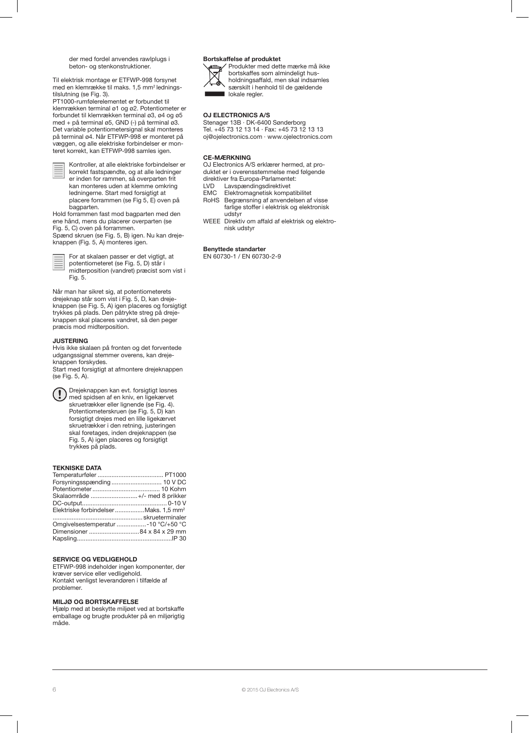der med fordel anvendes rawlplugs i beton- og stenkonstruktioner.

Til elektrisk montage er ETFWP-998 forsynet med en klemrække til maks. 1,5 mm² ledningstilslutning (se Fig. 3).
PT1000-rumfølerelementet er forbundet til klemrækken terminal ø1 og ø2. Potentiometer er forbundet til klemrækken terminal ø3, ø4 og ø5 med + på terminal ø5, GND (-) på terminal ø3. Det variable potentiometersignal skal monteres på terminal ø4. Når ETFWP-998 er monteret på væggen, og alle elektriske forbindelser er monteret korrekt, kan ETFWP-998 samles igen.

Kontroller, at alle elektriske forbindelser er korrekt fastspændte, og at alle ledninger er inden for rammen, så overparten frit kan monteres uden at klemme omkring ledningerne. Start med forsigtigt at placere forrammen (se Fig 5, E) oven på bagparten.

Hold forrammen fast mod bagparten med den ene hånd, mens du placerer overparten (se Fig. 5, C) oven på forrammen.
Spænd skruen (se Fig. 5, B) igen. Nu kan drejeknappen (Fig. 5, A) monteres igen.

For at skalaen passer er det vigtigt, at potentiometeret (se Fig. 5, D) står i midterposition (vandret) præcist som vist i Fig. 5.

Når man har sikret sig, at potentiometerets drejeknap står som vist i Fig. 5, D, kan drejeknappen (se Fig. 5, A) igen placeres og forsigtigt trykkes på plads. Den påtrykte streg på drejeknappen skal placeres vandret, så den peger præcis mod midterposition.

### JUSTERING

Hvis ikke skalaen på fronten og det forventede udgangssignal stemmer overens, kan drejeknappen forskydes.
Start med forsigtigt at afmontere drejeknappen (se Fig. 5, A).

Drejeknappen kan evt. forsigtigt løsnes med spidsen af en kniv, en ligekærvet skruetrækker eller lignende (se Fig. 4). Potentiometerskruen (se Fig. 5, D) kan forsigtigt drejes med en lille ligekærvet skruetrækker i den retning, justeringen skal foretages, inden drejeknappen (se Fig. 5, A) igen placeres og forsigtigt trykkes på plads.

### TEKNISKE DATA

| | |
|---|---|
| Temperaturføler | PT1000 |
| Forsyningsspænding | 10 V DC |
| Potentiometer | 10 Kohm |
| Skalaområde | +/- med 8 prikker |
| DC-output | 0-10 V |
| Elektriske forbindelser | Maks. 1,5 mm² skrueterminaler |
| Omgivelsestemperatur | -10 °C/+50 °C |
| Dimensioner | 84 x 84 x 29 mm |
| Kapsling | IP 30 |

### SERVICE OG VEDLIGEHOLD

ETFWP-998 indeholder ingen komponenter, der kræver service eller vedligehold.
Kontakt venligst leverandøren i tilfælde af problemer.

### MILJØ OG BORTSKAFFELSE

Hjælp med at beskytte miljøet ved at bortskaffe emballage og brugte produkter på en miljørigtig måde.

**Bortskaffelse af produktet**

Produkter med dette mærke må ikke bortskaffes som almindeligt husholdningsaffald, men skal indsamles særskilt i henhold til de gældende lokale regler.

### OJ ELECTRONICS A/S

Stenager 13B · DK-6400 Sønderborg
Tel. +45 73 12 13 14 · Fax: +45 73 12 13 13
oj@ojelectronics.com · www.ojelectronics.com

### CE-MÆRKNING

OJ Electronics A/S erklærer hermed, at produktet er i overensstemmelse med følgende direktiver fra Europa-Parlamentet:

- LVD Lavspændingsdirektivet
- EMC Elektromagnetisk kompatibilitet
- RoHS Begrænsning af anvendelsen af visse farlige stoffer i elektrisk og elektronisk udstyr
- WEEE Direktiv om affald af elektrisk og elektronisk udstyr

**Benyttede standarder**

EN 60730-1 / EN 60730-2-9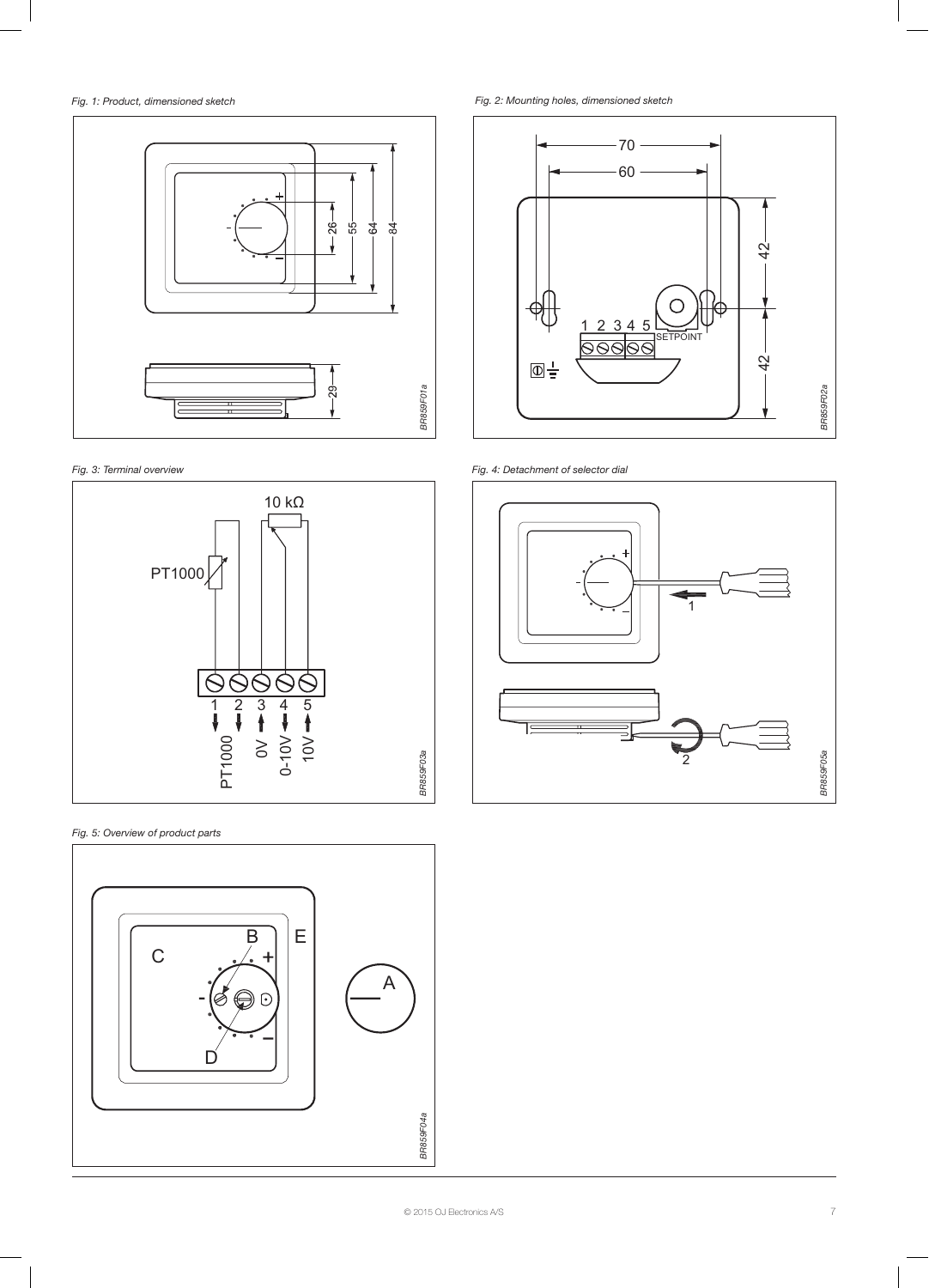*Fig. 1: Product, dimensioned sketch*

*Fig. 2: Mounting holes, dimensioned sketch*

*Fig. 3: Terminal overview*

*Fig. 4: Detachment of selector dial*

*Fig. 5: Overview of product parts*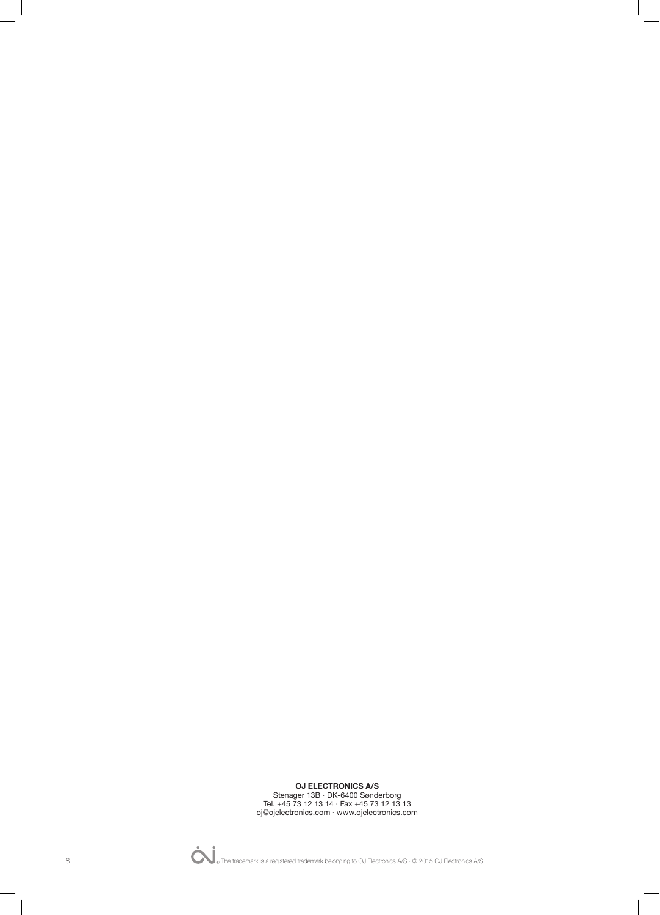**OJ ELECTRONICS A/S**
Stenager 13B · DK-6400 Sønderborg
Tel. +45 73 12 13 14 · Fax +45 73 12 13 13
oj@ojelectronics.com · www.ojelectronics.com

® The trademark is a registered trademark belonging to OJ Electronics A/S · © 2015 OJ Electronics A/S